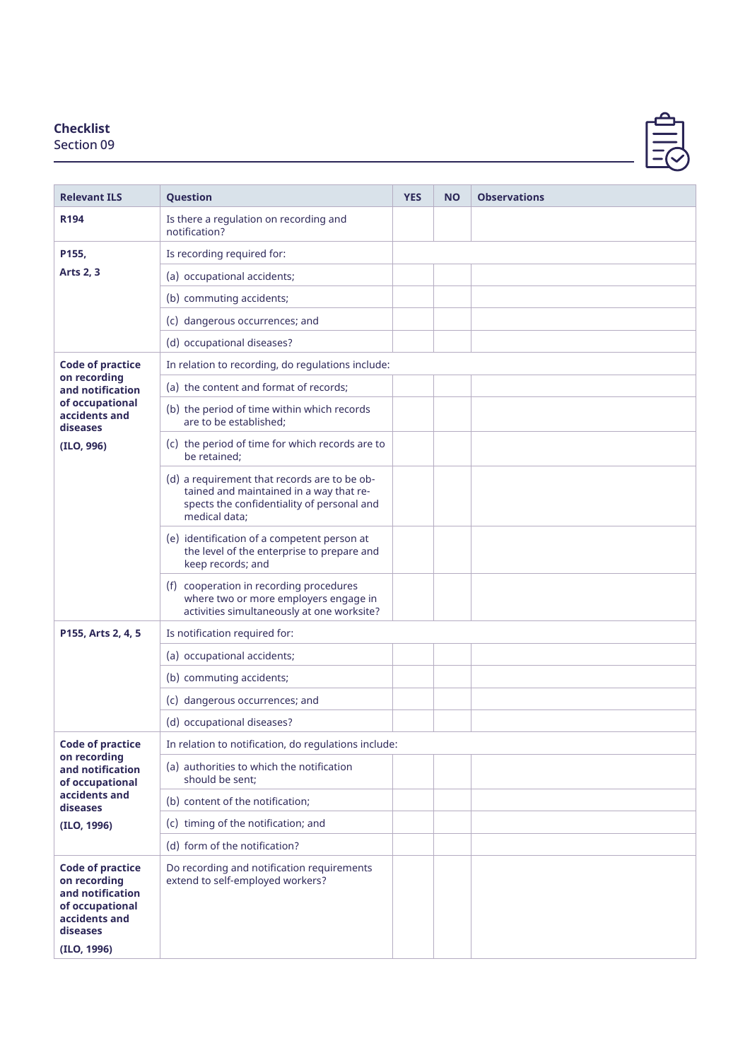**Checklist**
Section 09

| Relevant ILS | Question | YES | NO | Observations |
|---|---|---|---|---|
| **R194** | Is there a regulation on recording and notification? | | | |
| **P155, Arts 2, 3** | Is recording required for: | | | |
| | (a) occupational accidents; | | | |
| | (b) commuting accidents; | | | |
| | (c) dangerous occurrences; and | | | |
| | (d) occupational diseases? | | | |
| **Code of practice on recording and notification of occupational accidents and diseases (ILO, 996)** | In relation to recording, do regulations include: | | | |
| | (a) the content and format of records; | | | |
| | (b) the period of time within which records are to be established; | | | |
| | (c) the period of time for which records are to be retained; | | | |
| | (d) a requirement that records are to be obtained and maintained in a way that respects the confidentiality of personal and medical data; | | | |
| | (e) identification of a competent person at the level of the enterprise to prepare and keep records; and | | | |
| | (f) cooperation in recording procedures where two or more employers engage in activities simultaneously at one worksite? | | | |
| **P155, Arts 2, 4, 5** | Is notification required for: | | | |
| | (a) occupational accidents; | | | |
| | (b) commuting accidents; | | | |
| | (c) dangerous occurrences; and | | | |
| | (d) occupational diseases? | | | |
| **Code of practice on recording and notification of occupational accidents and diseases (ILO, 1996)** | In relation to notification, do regulations include: | | | |
| | (a) authorities to which the notification should be sent; | | | |
| | (b) content of the notification; | | | |
| | (c) timing of the notification; and | | | |
| | (d) form of the notification? | | | |
| **Code of practice on recording and notification of occupational accidents and diseases (ILO, 1996)** | Do recording and notification requirements extend to self-employed workers? | | | |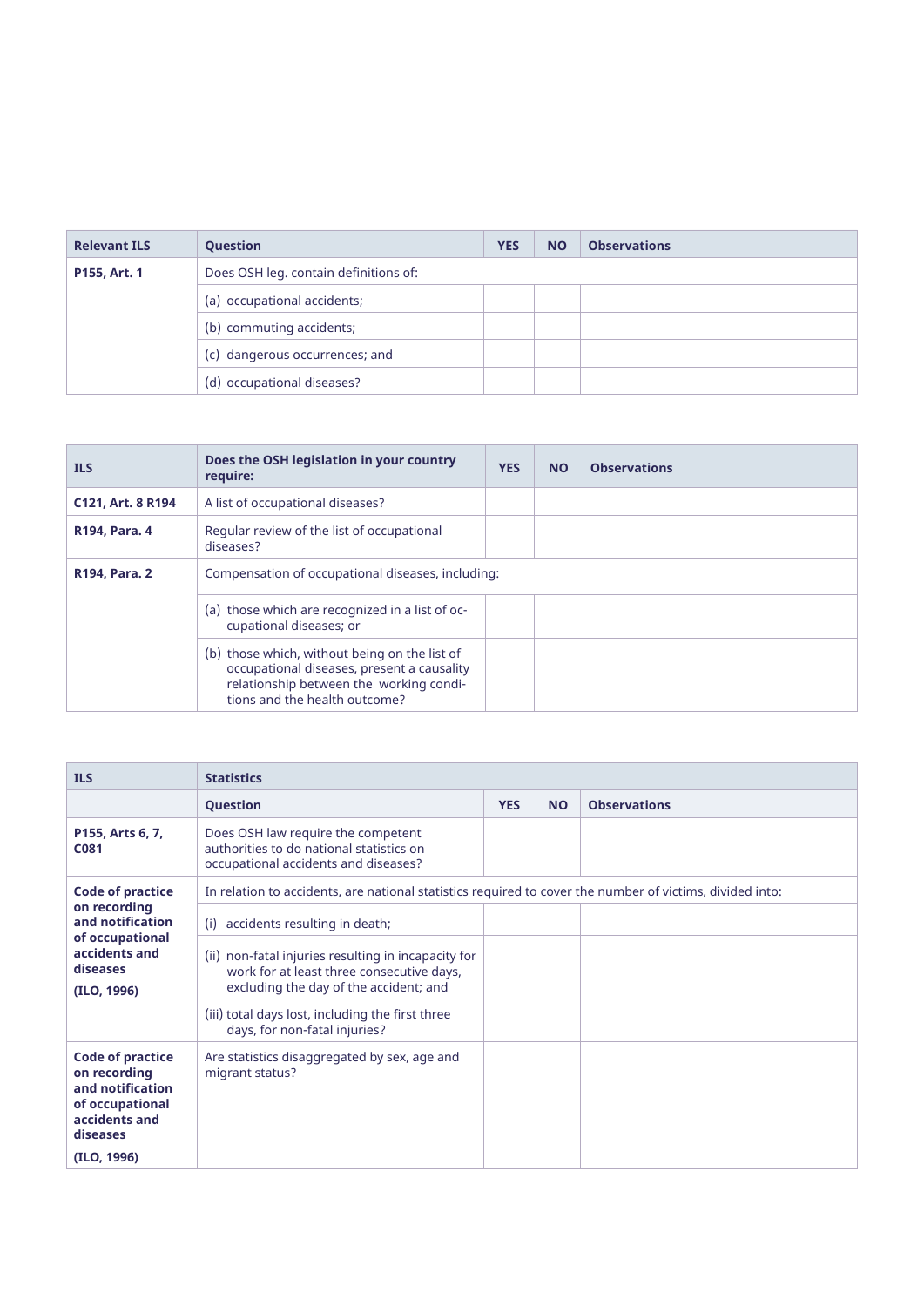| Relevant ILS | Question | YES | NO | Observations |
|---|---|---|---|---|
| P155, Art. 1 | Does OSH leg. contain definitions of: | | | |
| | (a) occupational accidents; | | | |
| | (b) commuting accidents; | | | |
| | (c) dangerous occurrences; and | | | |
| | (d) occupational diseases? | | | |

| ILS | Does the OSH legislation in your country require: | YES | NO | Observations |
|---|---|---|---|---|
| C121, Art. 8 R194 | A list of occupational diseases? | | | |
| R194, Para. 4 | Regular review of the list of occupational diseases? | | | |
| R194, Para. 2 | Compensation of occupational diseases, including: | | | |
| | (a) those which are recognized in a list of occupational diseases; or | | | |
| | (b) those which, without being on the list of occupational diseases, present a causality relationship between the working conditions and the health outcome? | | | |

| ILS | Statistics | | | |
|---|---|---|---|---|
| | Question | YES | NO | Observations |
| P155, Arts 6, 7, C081 | Does OSH law require the competent authorities to do national statistics on occupational accidents and diseases? | | | |
| Code of practice on recording and notification of occupational accidents and diseases (ILO, 1996) | In relation to accidents, are national statistics required to cover the number of victims, divided into: | | | |
| | (i) accidents resulting in death; | | | |
| | (ii) non-fatal injuries resulting in incapacity for work for at least three consecutive days, excluding the day of the accident; and | | | |
| | (iii) total days lost, including the first three days, for non-fatal injuries? | | | |
| Code of practice on recording and notification of occupational accidents and diseases (ILO, 1996) | Are statistics disaggregated by sex, age and migrant status? | | | |